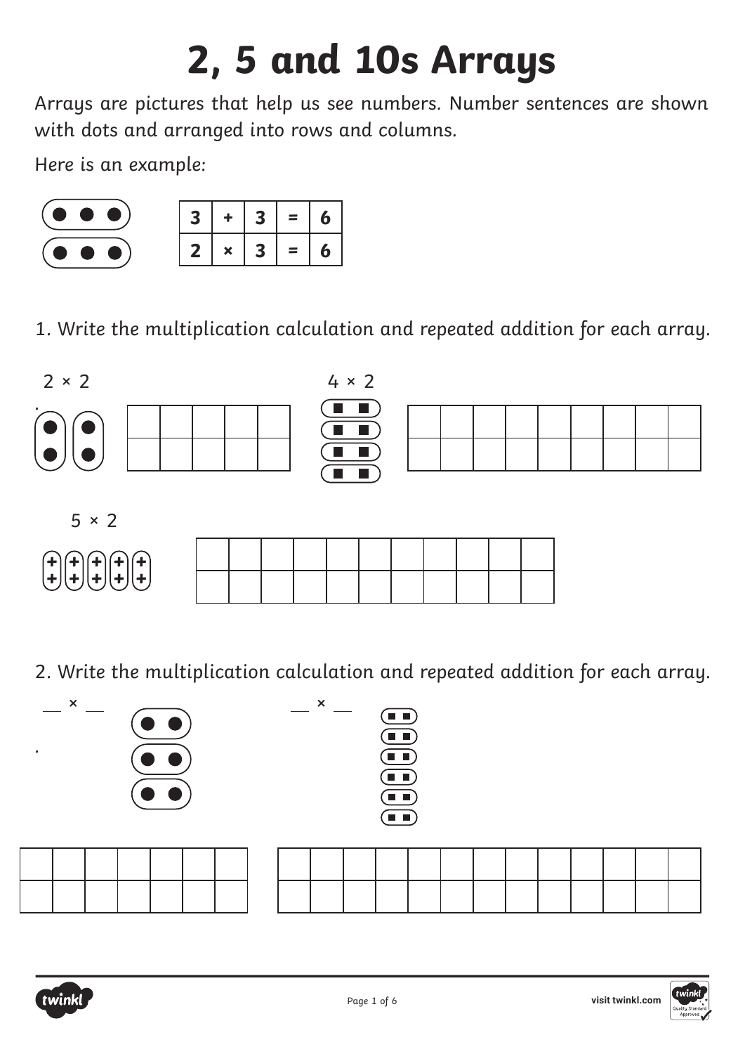# 2, 5 and 10s Arrays

Arrays are pictures that help us see numbers. Number sentences are shown with dots and arranged into rows and columns.

Here is an example:

| 3 | + | 3 | = | 6 |
|---|---|---|---|---|
| 2 | × | 3 | = | 6 |

1. Write the multiplication calculation and repeated addition for each array.

2 × 2

| | | | | |
|---|---|---|---|---|
| | | | | |

4 × 2

| | | | | | | | | |
|---|---|---|---|---|---|---|---|---|
| | | | | | | | | |

5 × 2

| | | | | | | | | | | |
|---|---|---|---|---|---|---|---|---|---|---|
| | | | | | | | | | | |

2. Write the multiplication calculation and repeated addition for each array.

__ × __

| | | | | | | |
|---|---|---|---|---|---|---|
| | | | | | | |

__ × __

| | | | | | | | | | | | | |
|---|---|---|---|---|---|---|---|---|---|---|---|---|
| | | | | | | | | | | | | |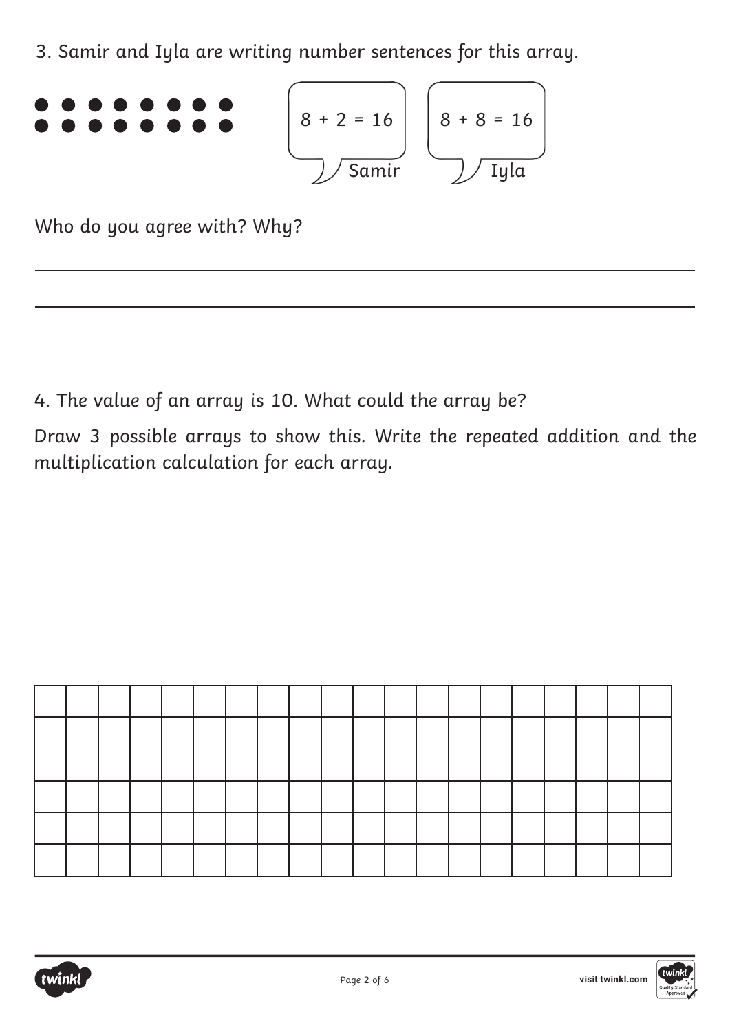3. Samir and Iyla are writing number sentences for this array.

● ● ● ● ● ● ● ●
● ● ● ● ● ● ● ●

Samir: $8 + 2 = 16$

Iyla: $8 + 8 = 16$

Who do you agree with? Why?

___

___

___

4. The value of an array is 10. What could the array be?

Draw 3 possible arrays to show this. Write the repeated addition and the multiplication calculation for each array.

| | | | | | | | | | | | | | | | | | | | |
|---|---|---|---|---|---|---|---|---|---|---|---|---|---|---|---|---|---|---|---|
| | | | | | | | | | | | | | | | | | | | |
| | | | | | | | | | | | | | | | | | | | |
| | | | | | | | | | | | | | | | | | | | |
| | | | | | | | | | | | | | | | | | | | |
| | | | | | | | | | | | | | | | | | | | |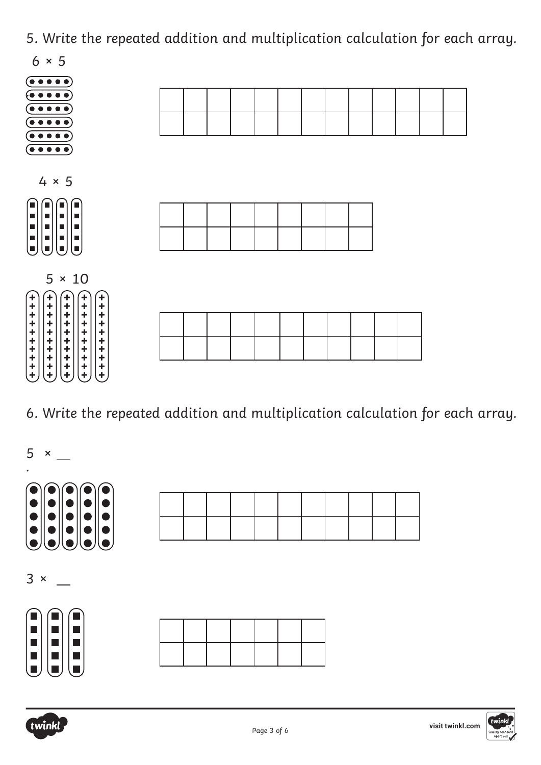5. Write the repeated addition and multiplication calculation for each array.

$6 \times 5$

| | | | | | | | | | | | | |
|---|---|---|---|---|---|---|---|---|---|---|---|---|
| | | | | | | | | | | | | |

$4 \times 5$

| | | | | | | | | |
|---|---|---|---|---|---|---|---|---|
| | | | | | | | | |

$5 \times 10$

| | | | | | | | | | | |
|---|---|---|---|---|---|---|---|---|---|---|
| | | | | | | | | | | |

6. Write the repeated addition and multiplication calculation for each array.

$5 \times$ __

| | | | | | | | | | | |
|---|---|---|---|---|---|---|---|---|---|---|
| | | | | | | | | | | |

$3 \times$ __

| | | | | | | |
|---|---|---|---|---|---|---|
| | | | | | | |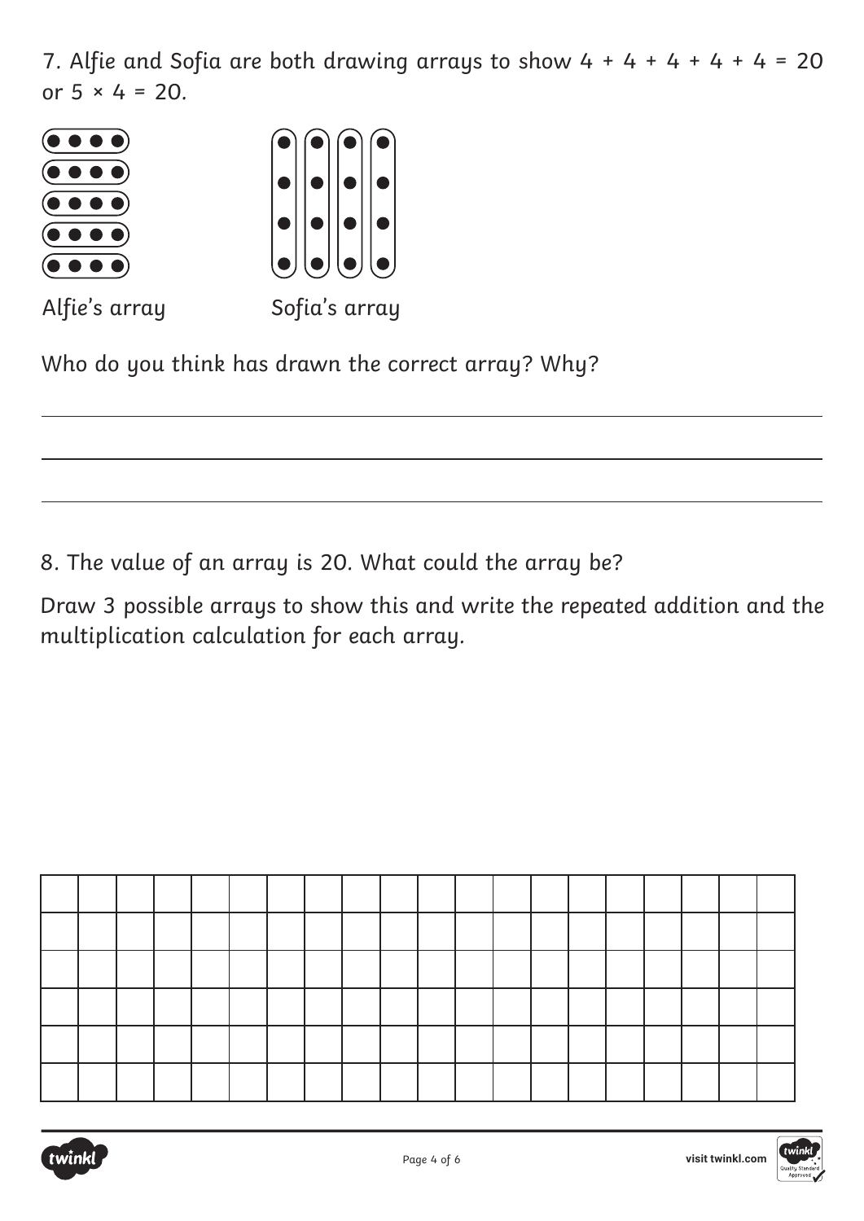7. Alfie and Sofia are both drawing arrays to show $4 + 4 + 4 + 4 + 4 = 20$ or $5 \times 4 = 20$.

Alfie's array

Sofia's array

Who do you think has drawn the correct array? Why?

8. The value of an array is 20. What could the array be?

Draw 3 possible arrays to show this and write the repeated addition and the multiplication calculation for each array.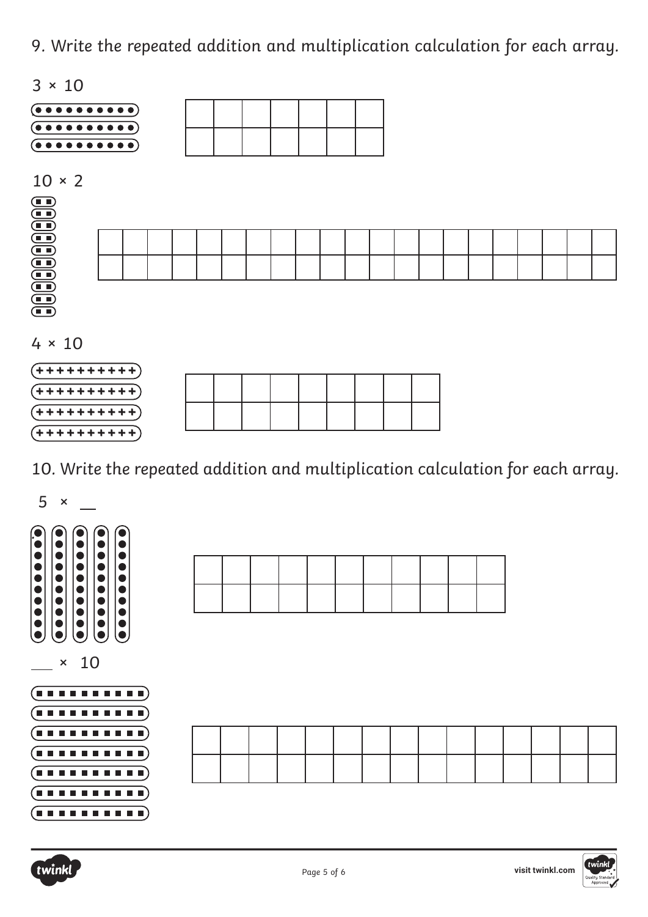9. Write the repeated addition and multiplication calculation for each array.

3 × 10

| | | | | | | |
|---|---|---|---|---|---|---|
| | | | | | | |

10 × 2

| | | | | | | | | | | | | | | | | | | | | |
|---|---|---|---|---|---|---|---|---|---|---|---|---|---|---|---|---|---|---|---|---|
| | | | | | | | | | | | | | | | | | | | | |

4 × 10

| | | | | | | | | |
|---|---|---|---|---|---|---|---|---|
| | | | | | | | | |

10. Write the repeated addition and multiplication calculation for each array.

5 × __

| | | | | | | | | | | |
|---|---|---|---|---|---|---|---|---|---|---|
| | | | | | | | | | | |

__ × 10

| | | | | | | | | | | | | | | |
|---|---|---|---|---|---|---|---|---|---|---|---|---|---|---|
| | | | | | | | | | | | | | | |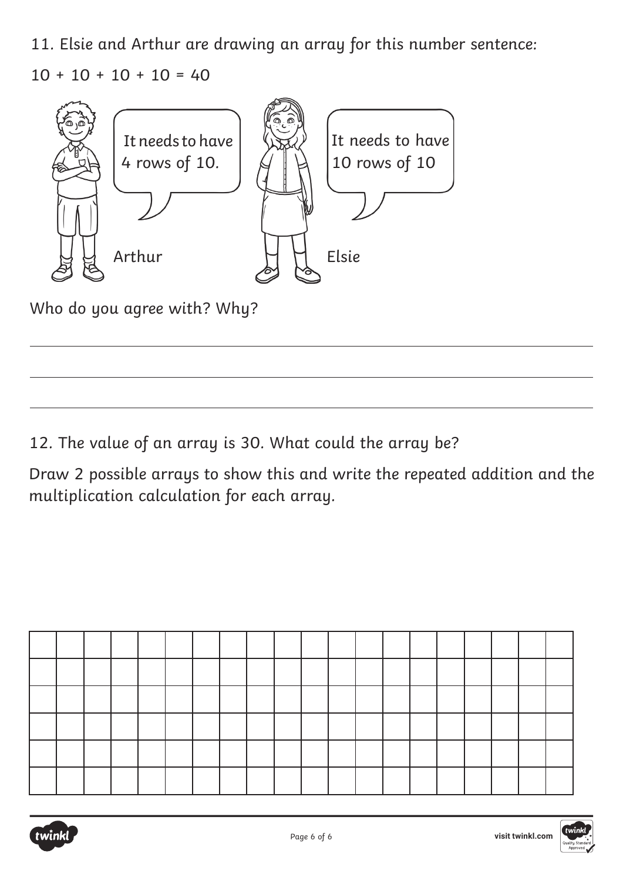11. Elsie and Arthur are drawing an array for this number sentence:

10 + 10 + 10 + 10 = 40

Arthur: It needs to have 4 rows of 10.

Elsie: It needs to have 10 rows of 10

Who do you agree with? Why?

_______________________________________________

_______________________________________________

_______________________________________________

12. The value of an array is 30. What could the array be?

Draw 2 possible arrays to show this and write the repeated addition and the multiplication calculation for each array.

| | | | | | | | | | | | | | | | | | | | |
|---|---|---|---|---|---|---|---|---|---|---|---|---|---|---|---|---|---|---|---|
| | | | | | | | | | | | | | | | | | | | |
| | | | | | | | | | | | | | | | | | | | |
| | | | | | | | | | | | | | | | | | | | |
| | | | | | | | | | | | | | | | | | | | |
| | | | | | | | | | | | | | | | | | | | |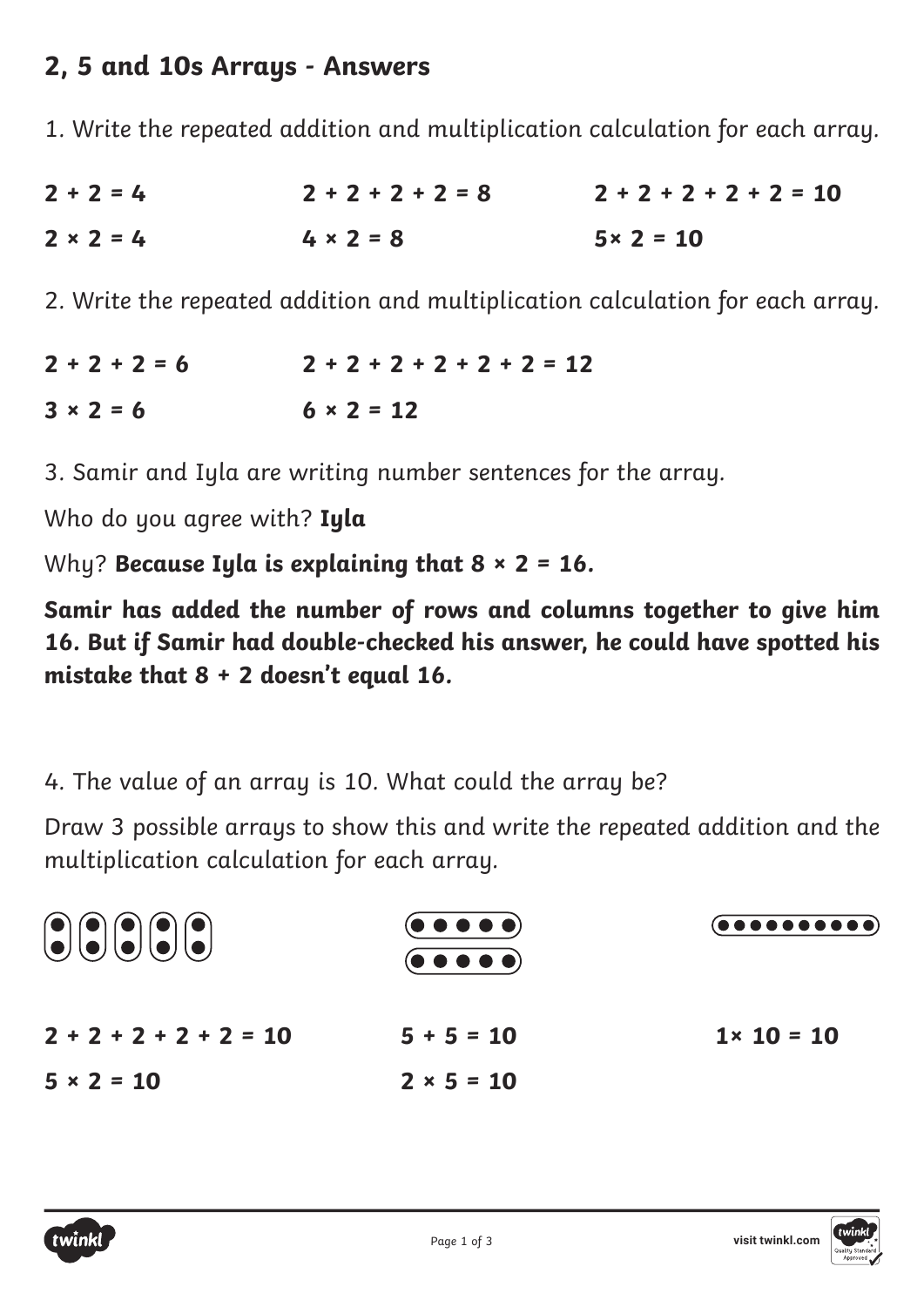## 2, 5 and 10s Arrays - Answers

1. Write the repeated addition and multiplication calculation for each array.

**$2 + 2 = 4$** — **$2 \times 2 = 4$**

**$2 + 2 + 2 + 2 = 8$** — **$4 \times 2 = 8$**

**$2 + 2 + 2 + 2 + 2 = 10$** — **$5 \times 2 = 10$**

2. Write the repeated addition and multiplication calculation for each array.

**$2 + 2 + 2 = 6$** — **$3 \times 2 = 6$**

**$2 + 2 + 2 + 2 + 2 + 2 = 12$** — **$6 \times 2 = 12$**

3. Samir and Iyla are writing number sentences for the array.

Who do you agree with? **Iyla**

Why? ***Because Iyla is explaining that $8 \times 2 = 16$.***

***Samir has added the number of rows and columns together to give him 16. But if Samir had double-checked his answer, he could have spotted his mistake that $8 + 2$ doesn't equal 16.***

4. The value of an array is 10. What could the array be?

Draw 3 possible arrays to show this and write the repeated addition and the multiplication calculation for each array.

**$2 + 2 + 2 + 2 + 2 = 10$** — **$5 \times 2 = 10$**

**$5 + 5 = 10$** — **$2 \times 5 = 10$**

**$1 \times 10 = 10$**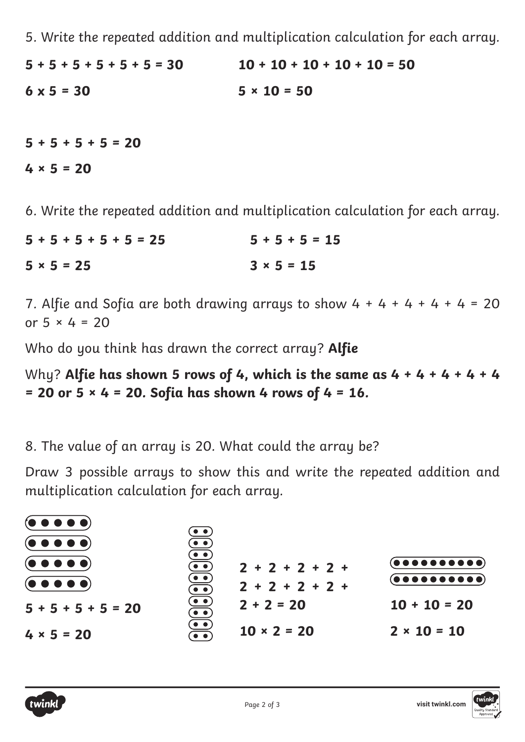5. Write the repeated addition and multiplication calculation for each array.

**5 + 5 + 5 + 5 + 5 + 5 = 30**

**6 x 5 = 30**

**10 + 10 + 10 + 10 + 10 = 50**

**5 × 10 = 50**

**5 + 5 + 5 + 5 = 20**

**4 × 5 = 20**

6. Write the repeated addition and multiplication calculation for each array.

**5 + 5 + 5 + 5 + 5 = 25**

**5 × 5 = 25**

**5 + 5 + 5 = 15**

**3 × 5 = 15**

7. Alfie and Sofia are both drawing arrays to show 4 + 4 + 4 + 4 + 4 = 20 or 5 × 4 = 20

Who do you think has drawn the correct array? **Alfie**

Why? **Alfie has shown 5 rows of 4, which is the same as 4 + 4 + 4 + 4 + 4 = 20 or 5 × 4 = 20. Sofia has shown 4 rows of 4 = 16.**

8. The value of an array is 20. What could the array be?

Draw 3 possible arrays to show this and write the repeated addition and multiplication calculation for each array.

**5 + 5 + 5 + 5 = 20**

**4 × 5 = 20**

**2 + 2 + 2 + 2 + 2 + 2 + 2 + 2 + 2 + 2 = 20**

**10 × 2 = 20**

**10 + 10 = 20**

**2 × 10 = 10**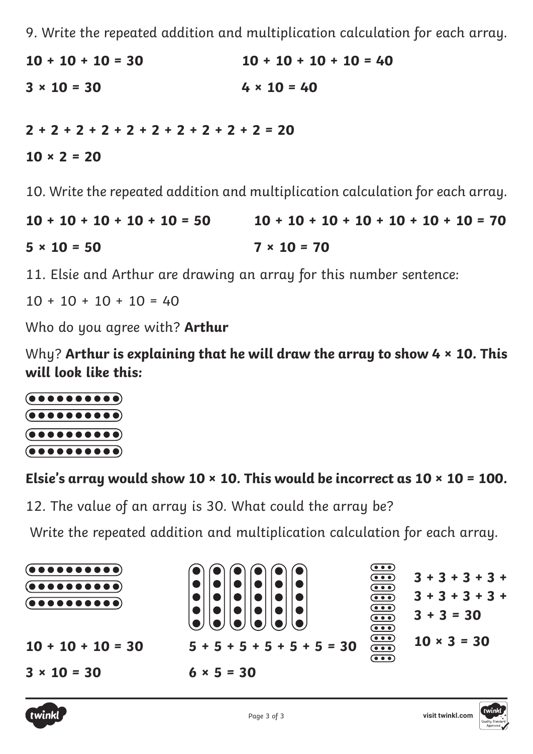9. Write the repeated addition and multiplication calculation for each array.

**10 + 10 + 10 = 30**

**3 × 10 = 30**

**10 + 10 + 10 + 10 = 40**

**4 × 10 = 40**

**2 + 2 + 2 + 2 + 2 + 2 + 2 + 2 + 2 + 2 = 20**

**10 × 2 = 20**

10. Write the repeated addition and multiplication calculation for each array.

**10 + 10 + 10 + 10 + 10 = 50**

**5 × 10 = 50**

**10 + 10 + 10 + 10 + 10 + 10 + 10 = 70**

**7 × 10 = 70**

11. Elsie and Arthur are drawing an array for this number sentence:

10 + 10 + 10 + 10 = 40

Who do you agree with? **Arthur**

Why? **Arthur is explaining that he will draw the array to show 4 × 10. This will look like this:**

**Elsie's array would show 10 × 10. This would be incorrect as 10 × 10 = 100.**

12. The value of an array is 30. What could the array be?

Write the repeated addition and multiplication calculation for each array.

**10 + 10 + 10 = 30**

**3 × 10 = 30**

**5 + 5 + 5 + 5 + 5 + 5 = 30**

**6 × 5 = 30**

**3 + 3 + 3 + 3 + 3 + 3 + 3 + 3 + 3 + 3 = 30**

**10 × 3 = 30**